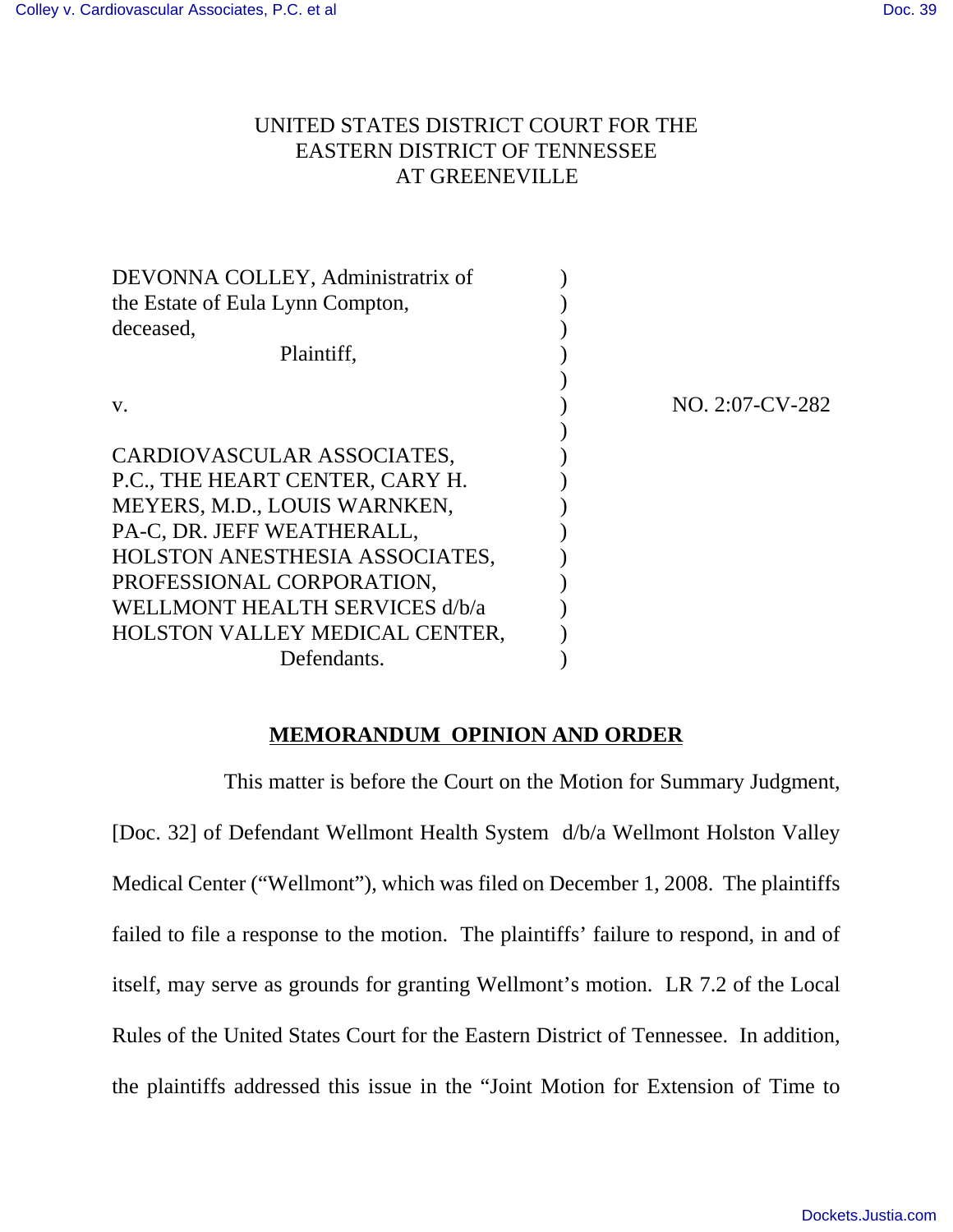UNITED STATES DISTRICT COURT FOR THE
EASTERN DISTRICT OF TENNESSEE
AT GREENEVILLE

DEVONNA COLLEY, Administratrix of the Estate of Eula Lynn Compton, deceased,
Plaintiff,

v.

NO. 2:07-CV-282

CARDIOVASCULAR ASSOCIATES, P.C., THE HEART CENTER, CARY H. MEYERS, M.D., LOUIS WARNKEN, PA-C, DR. JEFF WEATHERALL, HOLSTON ANESTHESIA ASSOCIATES, PROFESSIONAL CORPORATION, WELLMONT HEALTH SERVICES d/b/a HOLSTON VALLEY MEDICAL CENTER,
Defendants.

**MEMORANDUM OPINION AND ORDER**

This matter is before the Court on the Motion for Summary Judgment, [Doc. 32] of Defendant Wellmont Health System d/b/a Wellmont Holston Valley Medical Center ("Wellmont"), which was filed on December 1, 2008. The plaintiffs failed to file a response to the motion. The plaintiffs' failure to respond, in and of itself, may serve as grounds for granting Wellmont's motion. LR 7.2 of the Local Rules of the United States Court for the Eastern District of Tennessee. In addition, the plaintiffs addressed this issue in the "Joint Motion for Extension of Time to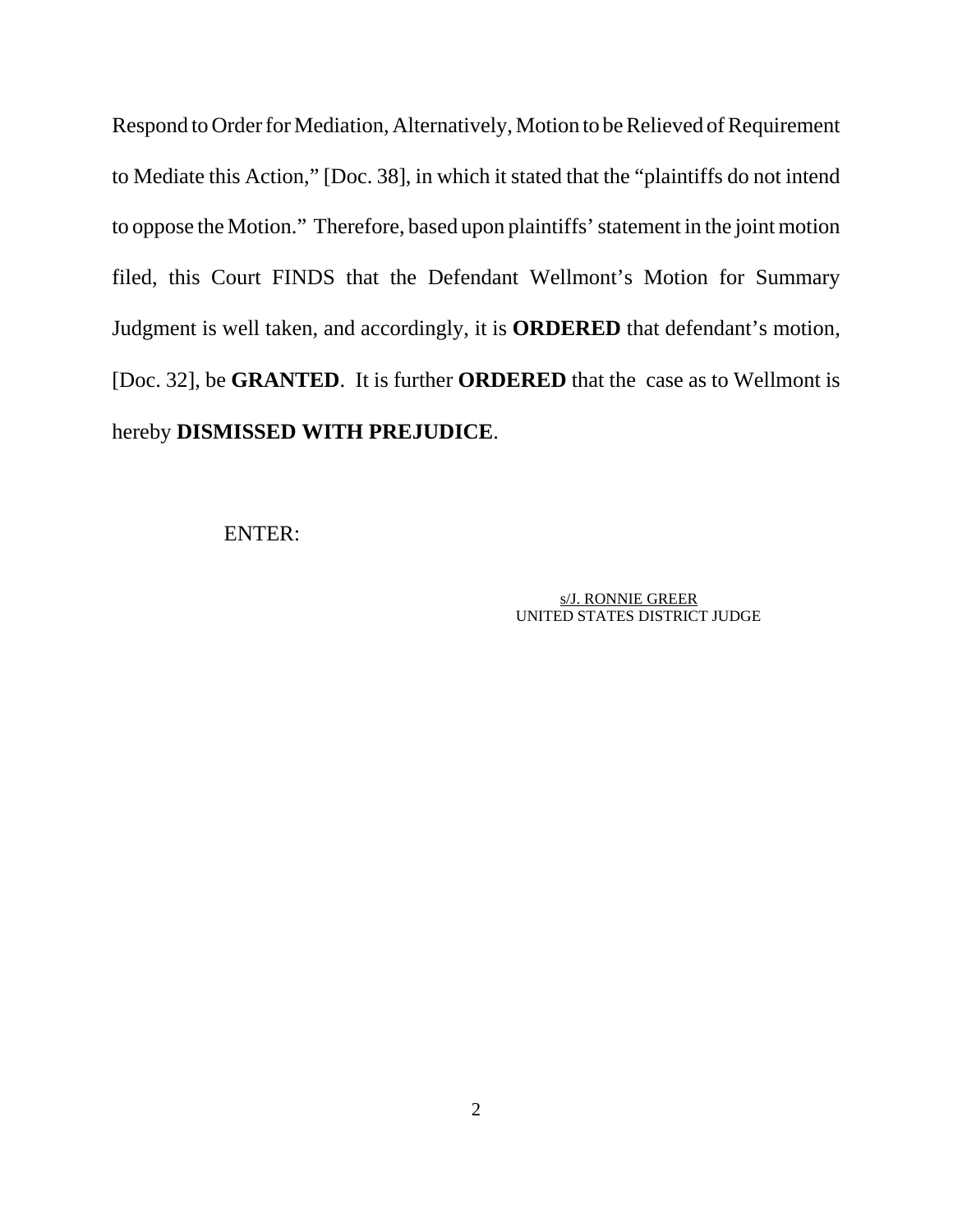Respond to Order for Mediation, Alternatively, Motion to be Relieved of Requirement to Mediate this Action," [Doc. 38], in which it stated that the "plaintiffs do not intend to oppose the Motion." Therefore, based upon plaintiffs' statement in the joint motion filed, this Court FINDS that the Defendant Wellmont's Motion for Summary Judgment is well taken, and accordingly, it is **ORDERED** that defendant's motion, [Doc. 32], be **GRANTED**. It is further **ORDERED** that the case as to Wellmont is hereby **DISMISSED WITH PREJUDICE**.

ENTER:

s/J. RONNIE GREER
UNITED STATES DISTRICT JUDGE